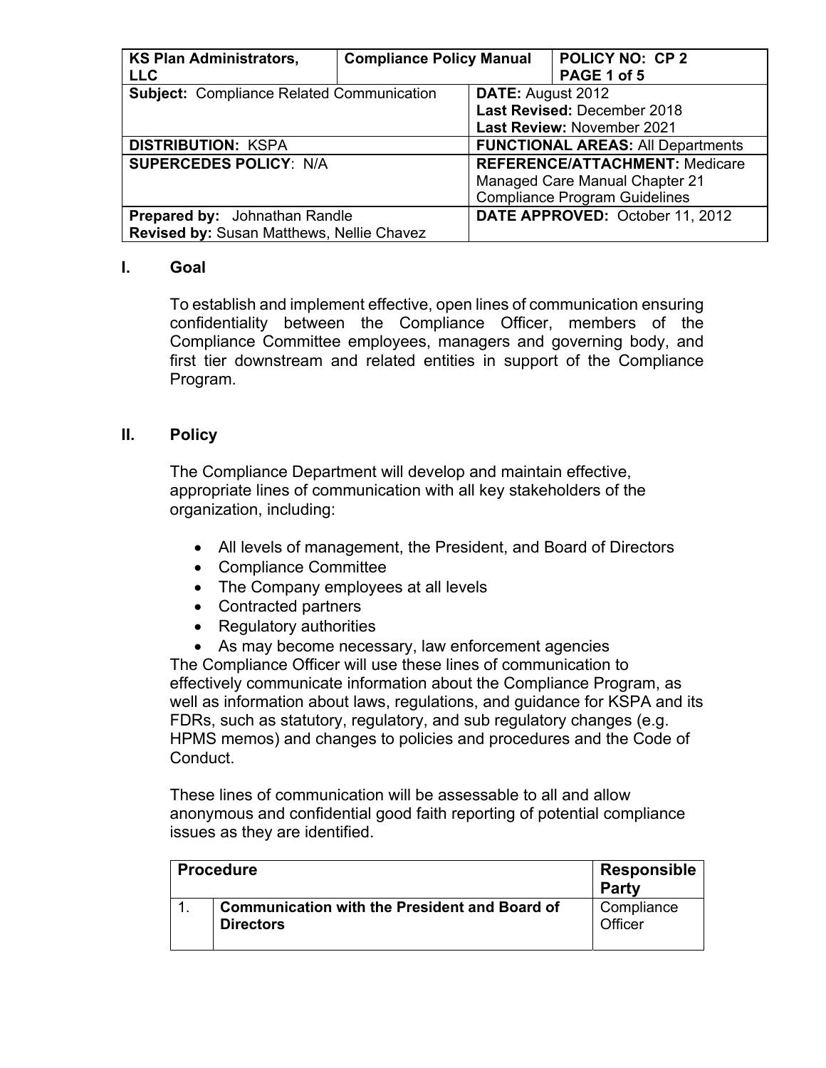| KS Plan Administrators, LLC | Compliance Policy Manual | POLICY NO: CP 2 PAGE 1 of 5 |
|---|---|---|
| **Subject:** Compliance Related Communication | | **DATE:** August 2012 **Last Revised:** December 2018 **Last Review:** November 2021 |
| **DISTRIBUTION:** KSPA | | **FUNCTIONAL AREAS:** All Departments |
| **SUPERCEDES POLICY**: N/A | | **REFERENCE/ATTACHMENT:** Medicare Managed Care Manual Chapter 21 Compliance Program Guidelines |
| **Prepared by:** Johnathan Randle **Revised by:** Susan Matthews, Nellie Chavez | | **DATE APPROVED:** October 11, 2012 |

## I. Goal

To establish and implement effective, open lines of communication ensuring confidentiality between the Compliance Officer, members of the Compliance Committee employees, managers and governing body, and first tier downstream and related entities in support of the Compliance Program.

## II. Policy

The Compliance Department will develop and maintain effective, appropriate lines of communication with all key stakeholders of the organization, including:

- All levels of management, the President, and Board of Directors
- Compliance Committee
- The Company employees at all levels
- Contracted partners
- Regulatory authorities
- As may become necessary, law enforcement agencies

The Compliance Officer will use these lines of communication to effectively communicate information about the Compliance Program, as well as information about laws, regulations, and guidance for KSPA and its FDRs, such as statutory, regulatory, and sub regulatory changes (e.g. HPMS memos) and changes to policies and procedures and the Code of Conduct.

These lines of communication will be assessable to all and allow anonymous and confidential good faith reporting of potential compliance issues as they are identified.

| Procedure | | Responsible Party |
|---|---|---|
| 1. | **Communication with the President and Board of Directors** | Compliance Officer |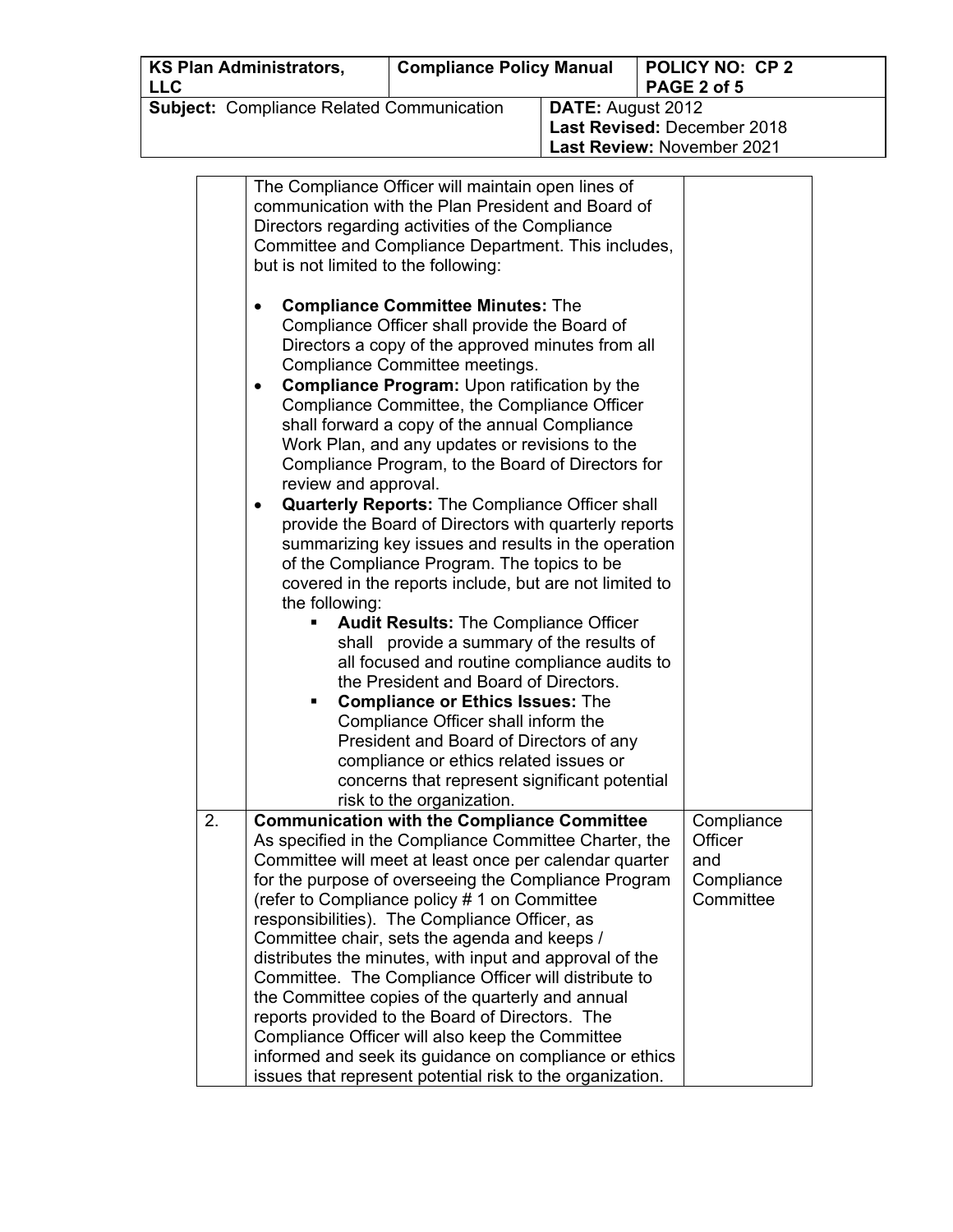| | | |
|---|---|---|
| | The Compliance Officer will maintain open lines of communication with the Plan President and Board of Directors regarding activities of the Compliance Committee and Compliance Department. This includes, but is not limited to the following:<br><br>• **Compliance Committee Minutes:** The Compliance Officer shall provide the Board of Directors a copy of the approved minutes from all Compliance Committee meetings.<br>• **Compliance Program:** Upon ratification by the Compliance Committee, the Compliance Officer shall forward a copy of the annual Compliance Work Plan, and any updates or revisions to the Compliance Program, to the Board of Directors for review and approval.<br>• **Quarterly Reports:** The Compliance Officer shall provide the Board of Directors with quarterly reports summarizing key issues and results in the operation of the Compliance Program. The topics to be covered in the reports include, but are not limited to the following:<br>&nbsp;&nbsp;&nbsp;&nbsp;▪ **Audit Results:** The Compliance Officer shall provide a summary of the results of all focused and routine compliance audits to the President and Board of Directors.<br>&nbsp;&nbsp;&nbsp;&nbsp;▪ **Compliance or Ethics Issues:** The Compliance Officer shall inform the President and Board of Directors of any compliance or ethics related issues or concerns that represent significant potential risk to the organization. | |
| 2. | **Communication with the Compliance Committee** As specified in the Compliance Committee Charter, the Committee will meet at least once per calendar quarter for the purpose of overseeing the Compliance Program (refer to Compliance policy # 1 on Committee responsibilities). The Compliance Officer, as Committee chair, sets the agenda and keeps / distributes the minutes, with input and approval of the Committee. The Compliance Officer will distribute to the Committee copies of the quarterly and annual reports provided to the Board of Directors. The Compliance Officer will also keep the Committee informed and seek its guidance on compliance or ethics issues that represent potential risk to the organization. | Compliance Officer and Compliance Committee |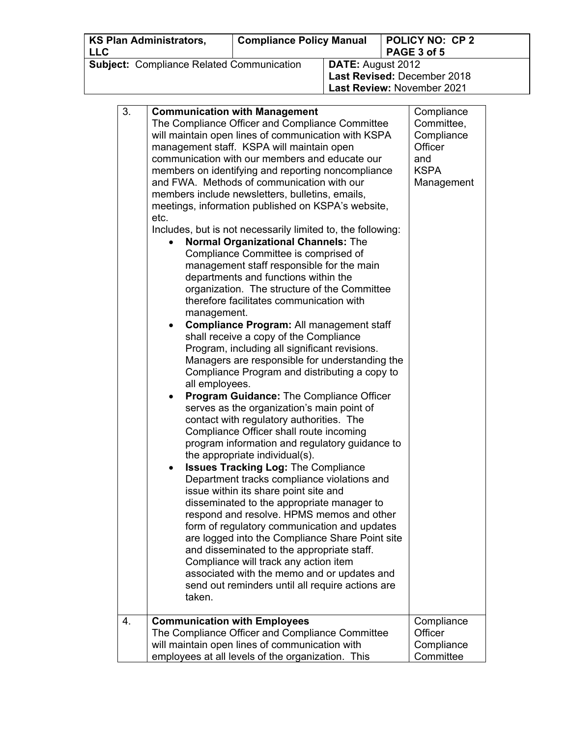| | | |
|---|---|---|
| 3. | **Communication with Management**<br>The Compliance Officer and Compliance Committee will maintain open lines of communication with KSPA management staff. KSPA will maintain open communication with our members and educate our members on identifying and reporting noncompliance and FWA. Methods of communication with our members include newsletters, bulletins, emails, meetings, information published on KSPA's website, etc.<br>Includes, but is not necessarily limited to, the following:<br>• **Normal Organizational Channels:** The Compliance Committee is comprised of management staff responsible for the main departments and functions within the organization. The structure of the Committee therefore facilitates communication with management.<br>• **Compliance Program:** All management staff shall receive a copy of the Compliance Program, including all significant revisions. Managers are responsible for understanding the Compliance Program and distributing a copy to all employees.<br>• **Program Guidance:** The Compliance Officer serves as the organization's main point of contact with regulatory authorities. The Compliance Officer shall route incoming program information and regulatory guidance to the appropriate individual(s).<br>• **Issues Tracking Log:** The Compliance Department tracks compliance violations and issue within its share point site and disseminated to the appropriate manager to respond and resolve. HPMS memos and other form of regulatory communication and updates are logged into the Compliance Share Point site and disseminated to the appropriate staff. Compliance will track any action item associated with the memo and or updates and send out reminders until all require actions are taken. | Compliance Committee, Compliance Officer and KSPA Management |
| 4. | **Communication with Employees**<br>The Compliance Officer and Compliance Committee will maintain open lines of communication with employees at all levels of the organization. This | Compliance Officer Compliance Committee |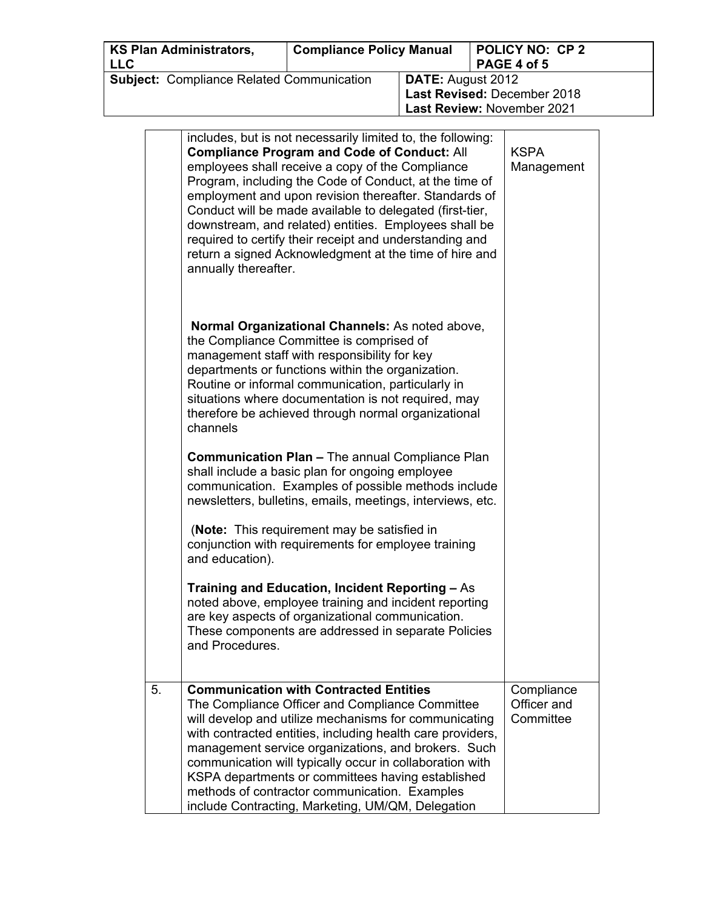| KS Plan Administrators, LLC | Compliance Policy Manual | POLICY NO: CP 2 PAGE 4 of 5 |
|---|---|---|
| **Subject:** Compliance Related Communication | | **DATE:** August 2012 **Last Revised:** December 2018 **Last Review:** November 2021 |

| | | |
|---|---|---|
| | includes, but is not necessarily limited to, the following: **Compliance Program and Code of Conduct:** All employees shall receive a copy of the Compliance Program, including the Code of Conduct, at the time of employment and upon revision thereafter. Standards of Conduct will be made available to delegated (first-tier, downstream, and related) entities. Employees shall be required to certify their receipt and understanding and return a signed Acknowledgment at the time of hire and annually thereafter.<br><br>**Normal Organizational Channels:** As noted above, the Compliance Committee is comprised of management staff with responsibility for key departments or functions within the organization. Routine or informal communication, particularly in situations where documentation is not required, may therefore be achieved through normal organizational channels<br><br>**Communication Plan –** The annual Compliance Plan shall include a basic plan for ongoing employee communication. Examples of possible methods include newsletters, bulletins, emails, meetings, interviews, etc.<br><br>(**Note:** This requirement may be satisfied in conjunction with requirements for employee training and education).<br><br>**Training and Education, Incident Reporting –** As noted above, employee training and incident reporting are key aspects of organizational communication. These components are addressed in separate Policies and Procedures. | KSPA Management |
| 5. | **Communication with Contracted Entities**<br>The Compliance Officer and Compliance Committee will develop and utilize mechanisms for communicating with contracted entities, including health care providers, management service organizations, and brokers. Such communication will typically occur in collaboration with KSPA departments or committees having established methods of contractor communication. Examples include Contracting, Marketing, UM/QM, Delegation | Compliance Officer and Committee |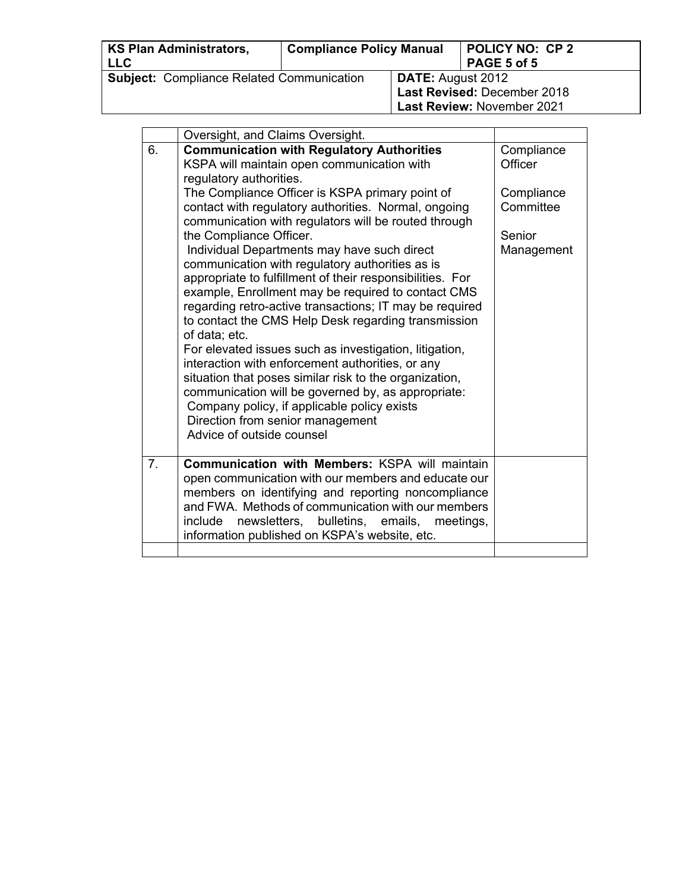| | | |
|---|---|---|
| | Oversight, and Claims Oversight. | |
| 6. | **Communication with Regulatory Authorities**<br>KSPA will maintain open communication with regulatory authorities.<br>The Compliance Officer is KSPA primary point of contact with regulatory authorities. Normal, ongoing communication with regulators will be routed through the Compliance Officer.<br>Individual Departments may have such direct communication with regulatory authorities as is appropriate to fulfillment of their responsibilities. For example, Enrollment may be required to contact CMS regarding retro-active transactions; IT may be required to contact the CMS Help Desk regarding transmission of data; etc.<br>For elevated issues such as investigation, litigation, interaction with enforcement authorities, or any situation that poses similar risk to the organization, communication will be governed by, as appropriate:<br>Company policy, if applicable policy exists<br>Direction from senior management<br>Advice of outside counsel | Compliance Officer<br><br>Compliance Committee<br><br>Senior Management |
| 7. | **Communication with Members:** KSPA will maintain open communication with our members and educate our members on identifying and reporting noncompliance and FWA. Methods of communication with our members include newsletters, bulletins, emails, meetings, information published on KSPA's website, etc. | |
| | | |